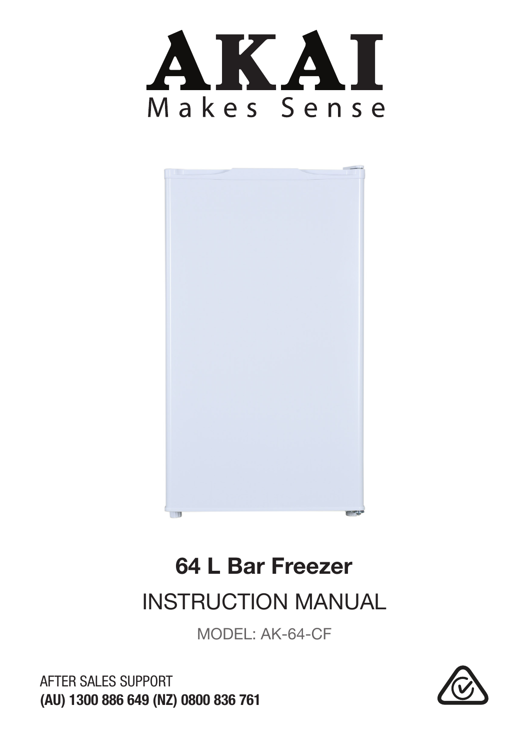# AKAI

Makes Sense

## 64 L Bar Freezer

INSTRUCTION MANUAL

MODEL: AK-64-CF

AFTER SALES SUPPORT

**(AU) 1300 886 649 (NZ) 0800 836 761**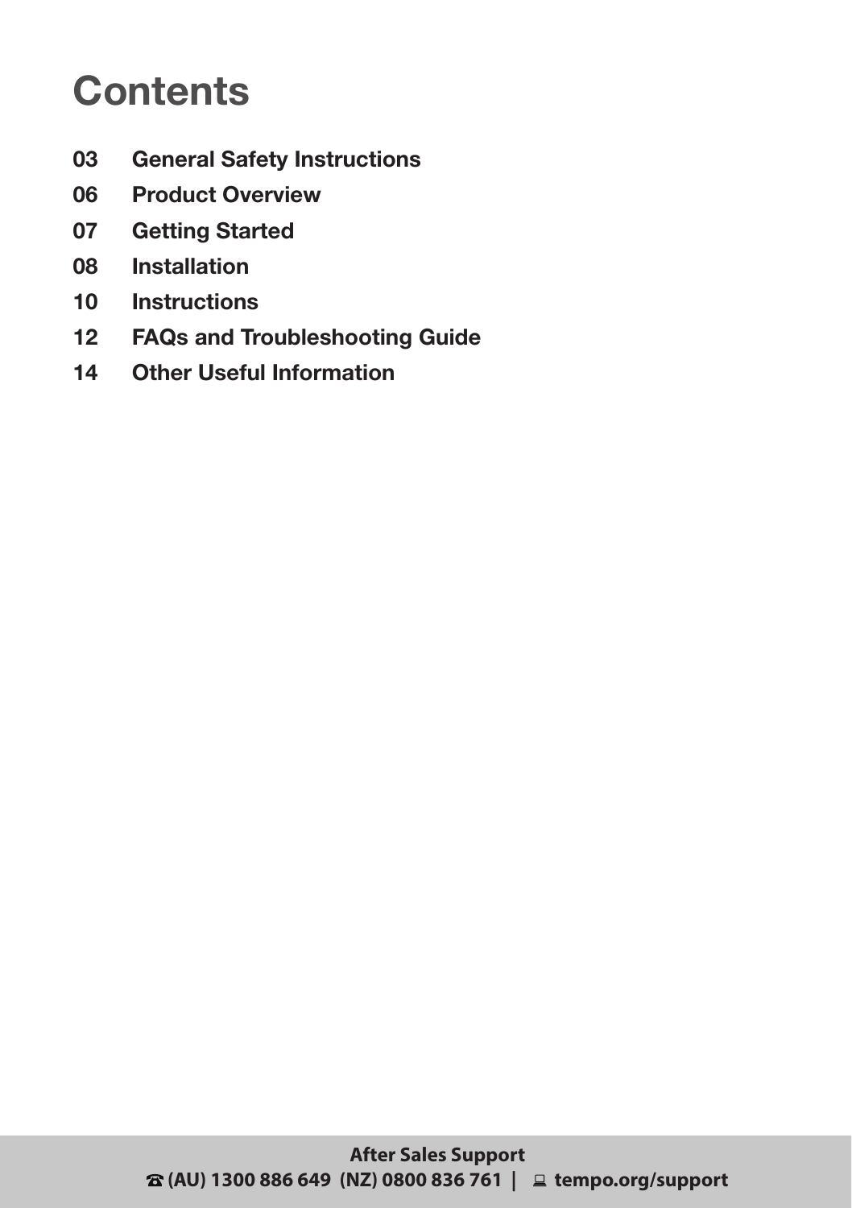# Contents

| | |
|---|---|
| 03 | General Safety Instructions |
| 06 | Product Overview |
| 07 | Getting Started |
| 08 | Installation |
| 10 | Instructions |
| 12 | FAQs and Troubleshooting Guide |
| 14 | Other Useful Information |

**After Sales Support**

**☎ (AU) 1300 886 649 (NZ) 0800 836 761 | tempo.org/support**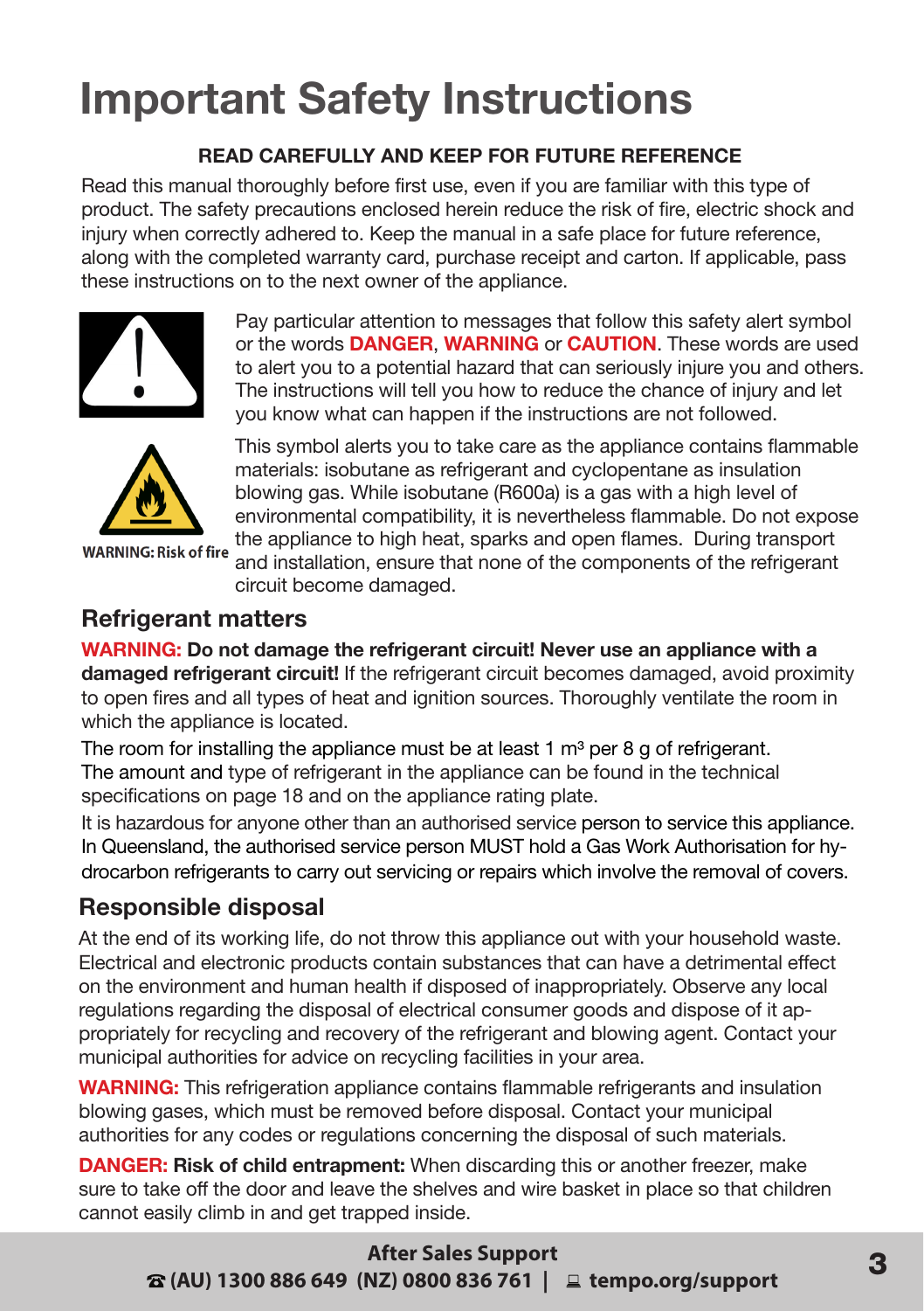# Important Safety Instructions

**READ CAREFULLY AND KEEP FOR FUTURE REFERENCE**

Read this manual thoroughly before first use, even if you are familiar with this type of product. The safety precautions enclosed herein reduce the risk of fire, electric shock and injury when correctly adhered to. Keep the manual in a safe place for future reference, along with the completed warranty card, purchase receipt and carton. If applicable, pass these instructions on to the next owner of the appliance.

Pay particular attention to messages that follow this safety alert symbol or the words **DANGER**, **WARNING** or **CAUTION**. These words are used to alert you to a potential hazard that can seriously injure you and others. The instructions will tell you how to reduce the chance of injury and let you know what can happen if the instructions are not followed.

**WARNING: Risk of fire**

This symbol alerts you to take care as the appliance contains flammable materials: isobutane as refrigerant and cyclopentane as insulation blowing gas. While isobutane (R600a) is a gas with a high level of environmental compatibility, it is nevertheless flammable. Do not expose the appliance to high heat, sparks and open flames. During transport and installation, ensure that none of the components of the refrigerant circuit become damaged.

## Refrigerant matters

**WARNING: Do not damage the refrigerant circuit! Never use an appliance with a damaged refrigerant circuit!** If the refrigerant circuit becomes damaged, avoid proximity to open fires and all types of heat and ignition sources. Thoroughly ventilate the room in which the appliance is located.

The room for installing the appliance must be at least 1 $m^3$ per 8 g of refrigerant. The amount and type of refrigerant in the appliance can be found in the technical specifications on page 18 and on the appliance rating plate.

It is hazardous for anyone other than an authorised service person to service this appliance. In Queensland, the authorised service person MUST hold a Gas Work Authorisation for hydrocarbon refrigerants to carry out servicing or repairs which involve the removal of covers.

## Responsible disposal

At the end of its working life, do not throw this appliance out with your household waste. Electrical and electronic products contain substances that can have a detrimental effect on the environment and human health if disposed of inappropriately. Observe any local regulations regarding the disposal of electrical consumer goods and dispose of it appropriately for recycling and recovery of the refrigerant and blowing agent. Contact your municipal authorities for advice on recycling facilities in your area.

**WARNING:** This refrigeration appliance contains flammable refrigerants and insulation blowing gases, which must be removed before disposal. Contact your municipal authorities for any codes or regulations concerning the disposal of such materials.

**DANGER: Risk of child entrapment:** When discarding this or another freezer, make sure to take off the door and leave the shelves and wire basket in place so that children cannot easily climb in and get trapped inside.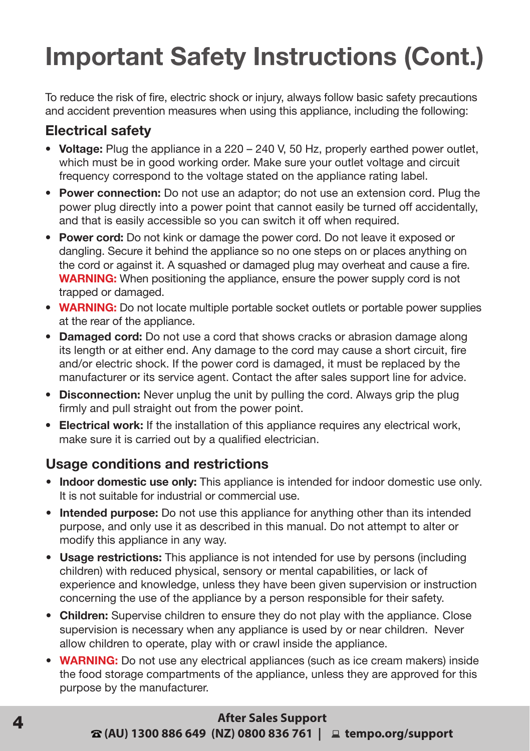# Important Safety Instructions (Cont.)

To reduce the risk of fire, electric shock or injury, always follow basic safety precautions and accident prevention measures when using this appliance, including the following:

## Electrical safety

- **Voltage:** Plug the appliance in a 220 – 240 V, 50 Hz, properly earthed power outlet, which must be in good working order. Make sure your outlet voltage and circuit frequency correspond to the voltage stated on the appliance rating label.
- **Power connection:** Do not use an adaptor; do not use an extension cord. Plug the power plug directly into a power point that cannot easily be turned off accidentally, and that is easily accessible so you can switch it off when required.
- **Power cord:** Do not kink or damage the power cord. Do not leave it exposed or dangling. Secure it behind the appliance so no one steps on or places anything on the cord or against it. A squashed or damaged plug may overheat and cause a fire. **WARNING:** When positioning the appliance, ensure the power supply cord is not trapped or damaged.
- **WARNING:** Do not locate multiple portable socket outlets or portable power supplies at the rear of the appliance.
- **Damaged cord:** Do not use a cord that shows cracks or abrasion damage along its length or at either end. Any damage to the cord may cause a short circuit, fire and/or electric shock. If the power cord is damaged, it must be replaced by the manufacturer or its service agent. Contact the after sales support line for advice.
- **Disconnection:** Never unplug the unit by pulling the cord. Always grip the plug firmly and pull straight out from the power point.
- **Electrical work:** If the installation of this appliance requires any electrical work, make sure it is carried out by a qualified electrician.

## Usage conditions and restrictions

- **Indoor domestic use only:** This appliance is intended for indoor domestic use only. It is not suitable for industrial or commercial use.
- **Intended purpose:** Do not use this appliance for anything other than its intended purpose, and only use it as described in this manual. Do not attempt to alter or modify this appliance in any way.
- **Usage restrictions:** This appliance is not intended for use by persons (including children) with reduced physical, sensory or mental capabilities, or lack of experience and knowledge, unless they have been given supervision or instruction concerning the use of the appliance by a person responsible for their safety.
- **Children:** Supervise children to ensure they do not play with the appliance. Close supervision is necessary when any appliance is used by or near children. Never allow children to operate, play with or crawl inside the appliance.
- **WARNING:** Do not use any electrical appliances (such as ice cream makers) inside the food storage compartments of the appliance, unless they are approved for this purpose by the manufacturer.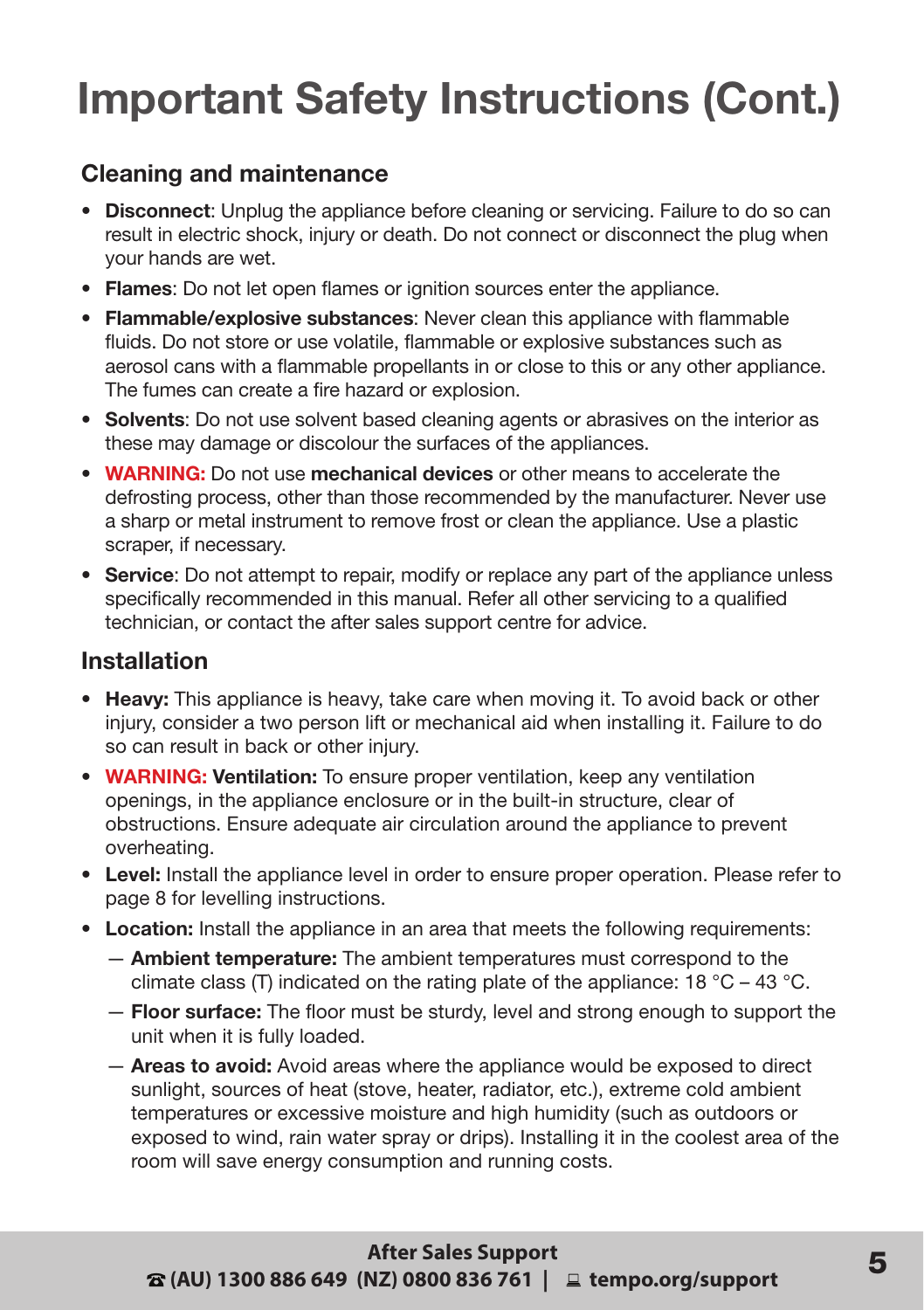# Important Safety Instructions (Cont.)

## Cleaning and maintenance

- **Disconnect**: Unplug the appliance before cleaning or servicing. Failure to do so can result in electric shock, injury or death. Do not connect or disconnect the plug when your hands are wet.
- **Flames**: Do not let open flames or ignition sources enter the appliance.
- **Flammable/explosive substances**: Never clean this appliance with flammable fluids. Do not store or use volatile, flammable or explosive substances such as aerosol cans with a flammable propellants in or close to this or any other appliance. The fumes can create a fire hazard or explosion.
- **Solvents**: Do not use solvent based cleaning agents or abrasives on the interior as these may damage or discolour the surfaces of the appliances.
- **WARNING:** Do not use **mechanical devices** or other means to accelerate the defrosting process, other than those recommended by the manufacturer. Never use a sharp or metal instrument to remove frost or clean the appliance. Use a plastic scraper, if necessary.
- **Service**: Do not attempt to repair, modify or replace any part of the appliance unless specifically recommended in this manual. Refer all other servicing to a qualified technician, or contact the after sales support centre for advice.

## Installation

- **Heavy:** This appliance is heavy, take care when moving it. To avoid back or other injury, consider a two person lift or mechanical aid when installing it. Failure to do so can result in back or other injury.
- **WARNING: Ventilation:** To ensure proper ventilation, keep any ventilation openings, in the appliance enclosure or in the built-in structure, clear of obstructions. Ensure adequate air circulation around the appliance to prevent overheating.
- **Level:** Install the appliance level in order to ensure proper operation. Please refer to page 8 for levelling instructions.
- **Location:** Install the appliance in an area that meets the following requirements:
  - **Ambient temperature:** The ambient temperatures must correspond to the climate class (T) indicated on the rating plate of the appliance: 18 °C – 43 °C.
  - **Floor surface:** The floor must be sturdy, level and strong enough to support the unit when it is fully loaded.
  - **Areas to avoid:** Avoid areas where the appliance would be exposed to direct sunlight, sources of heat (stove, heater, radiator, etc.), extreme cold ambient temperatures or excessive moisture and high humidity (such as outdoors or exposed to wind, rain water spray or drips). Installing it in the coolest area of the room will save energy consumption and running costs.

**After Sales Support**
**(AU) 1300 886 649 (NZ) 0800 836 761 | tempo.org/support**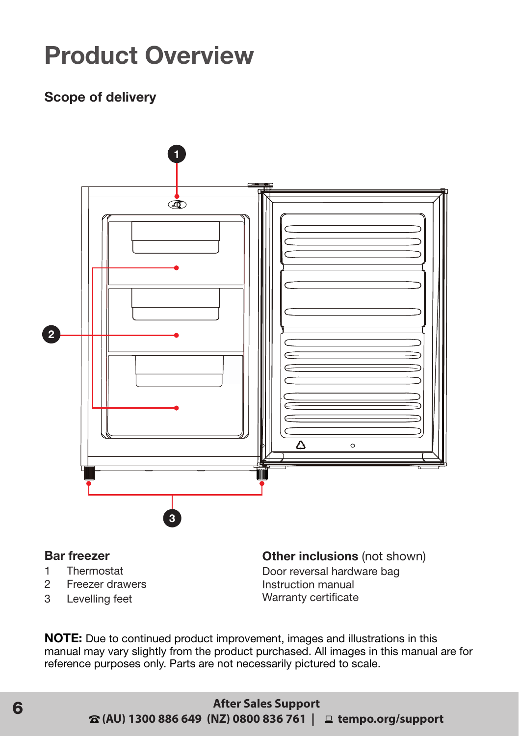# Product Overview

## Scope of delivery

### Bar freezer

1. Thermostat
2. Freezer drawers
3. Levelling feet

### Other inclusions (not shown)

Door reversal hardware bag
Instruction manual
Warranty certificate

**NOTE:** Due to continued product improvement, images and illustrations in this manual may vary slightly from the product purchased. All images in this manual are for reference purposes only. Parts are not necessarily pictured to scale.

**After Sales Support**
**☎ (AU) 1300 886 649 (NZ) 0800 836 761 | tempo.org/support**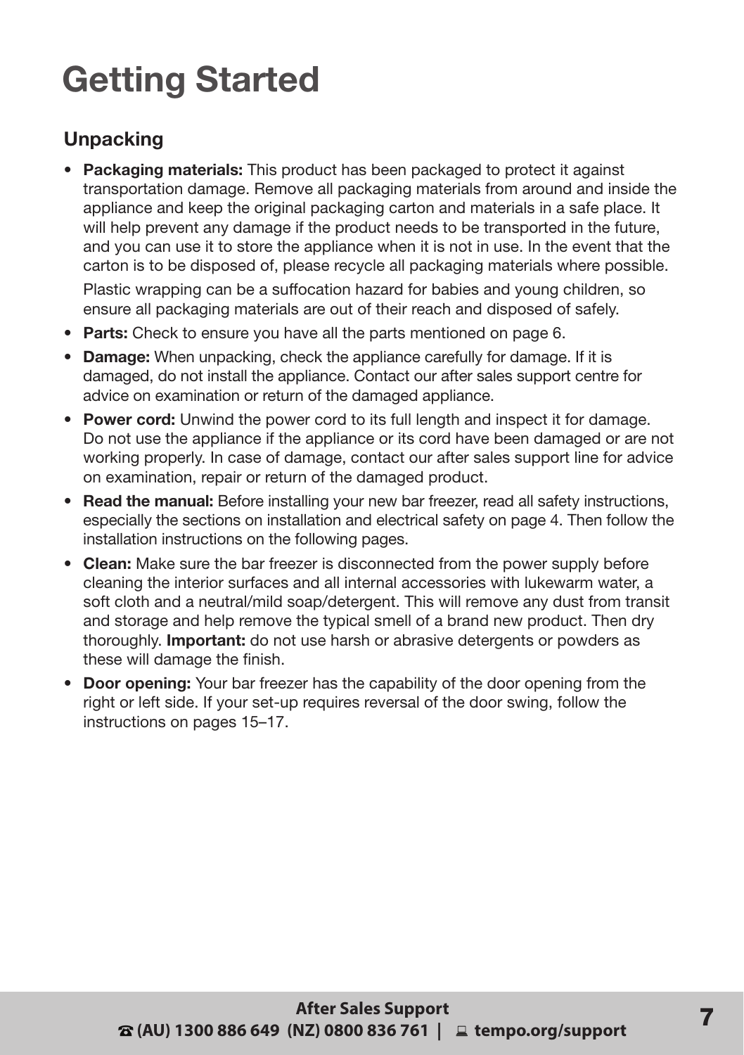# Getting Started

## Unpacking

- **Packaging materials:** This product has been packaged to protect it against transportation damage. Remove all packaging materials from around and inside the appliance and keep the original packaging carton and materials in a safe place. It will help prevent any damage if the product needs to be transported in the future, and you can use it to store the appliance when it is not in use. In the event that the carton is to be disposed of, please recycle all packaging materials where possible.

  Plastic wrapping can be a suffocation hazard for babies and young children, so ensure all packaging materials are out of their reach and disposed of safely.
- **Parts:** Check to ensure you have all the parts mentioned on page 6.
- **Damage:** When unpacking, check the appliance carefully for damage. If it is damaged, do not install the appliance. Contact our after sales support centre for advice on examination or return of the damaged appliance.
- **Power cord:** Unwind the power cord to its full length and inspect it for damage. Do not use the appliance if the appliance or its cord have been damaged or are not working properly. In case of damage, contact our after sales support line for advice on examination, repair or return of the damaged product.
- **Read the manual:** Before installing your new bar freezer, read all safety instructions, especially the sections on installation and electrical safety on page 4. Then follow the installation instructions on the following pages.
- **Clean:** Make sure the bar freezer is disconnected from the power supply before cleaning the interior surfaces and all internal accessories with lukewarm water, a soft cloth and a neutral/mild soap/detergent. This will remove any dust from transit and storage and help remove the typical smell of a brand new product. Then dry thoroughly. **Important:** do not use harsh or abrasive detergents or powders as these will damage the finish.
- **Door opening:** Your bar freezer has the capability of the door opening from the right or left side. If your set-up requires reversal of the door swing, follow the instructions on pages 15–17.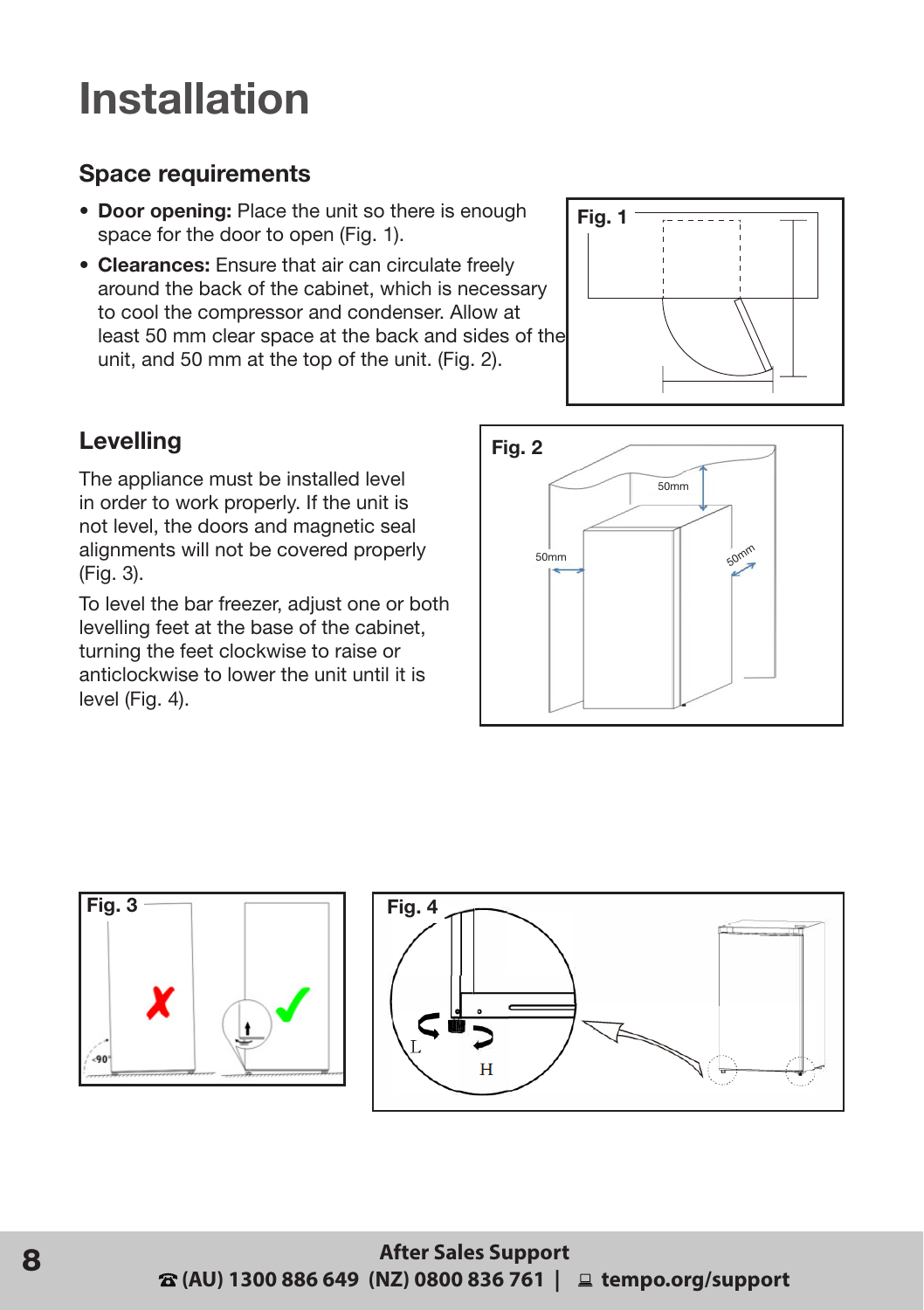# Installation

## Space requirements

- **Door opening:** Place the unit so there is enough space for the door to open (Fig. 1).
- **Clearances:** Ensure that air can circulate freely around the back of the cabinet, which is necessary to cool the compressor and condenser. Allow at least 50 mm clear space at the back and sides of the unit, and 50 mm at the top of the unit. (Fig. 2).

## Levelling

The appliance must be installed level in order to work properly. If the unit is not level, the doors and magnetic seal alignments will not be covered properly (Fig. 3).

To level the bar freezer, adjust one or both levelling feet at the base of the cabinet, turning the feet clockwise to raise or anticlockwise to lower the unit until it is level (Fig. 4).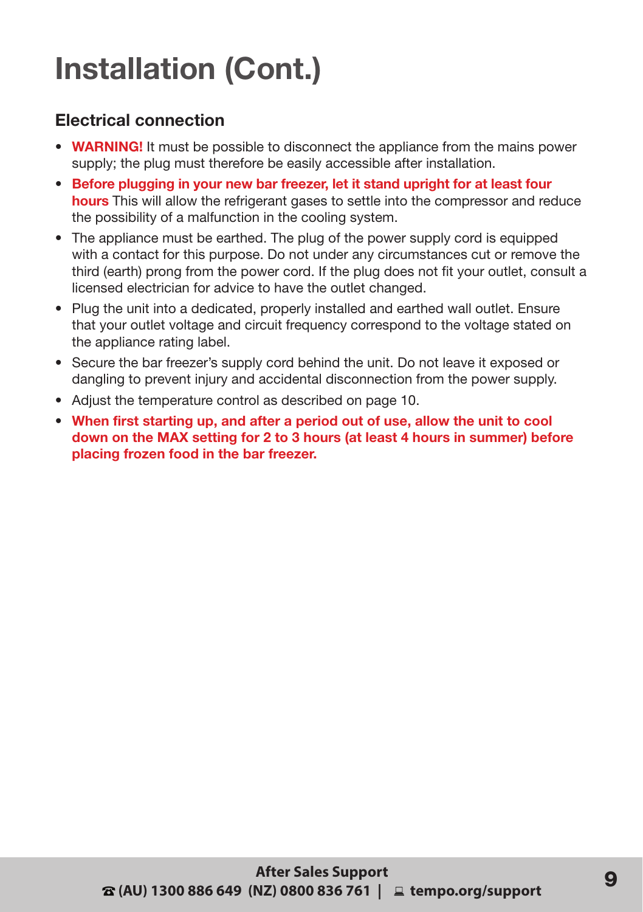# Installation (Cont.)

## Electrical connection

- **WARNING!** It must be possible to disconnect the appliance from the mains power supply; the plug must therefore be easily accessible after installation.
- **Before plugging in your new bar freezer, let it stand upright for at least four hours** This will allow the refrigerant gases to settle into the compressor and reduce the possibility of a malfunction in the cooling system.
- The appliance must be earthed. The plug of the power supply cord is equipped with a contact for this purpose. Do not under any circumstances cut or remove the third (earth) prong from the power cord. If the plug does not fit your outlet, consult a licensed electrician for advice to have the outlet changed.
- Plug the unit into a dedicated, properly installed and earthed wall outlet. Ensure that your outlet voltage and circuit frequency correspond to the voltage stated on the appliance rating label.
- Secure the bar freezer's supply cord behind the unit. Do not leave it exposed or dangling to prevent injury and accidental disconnection from the power supply.
- Adjust the temperature control as described on page 10.
- **When first starting up, and after a period out of use, allow the unit to cool down on the MAX setting for 2 to 3 hours (at least 4 hours in summer) before placing frozen food in the bar freezer.**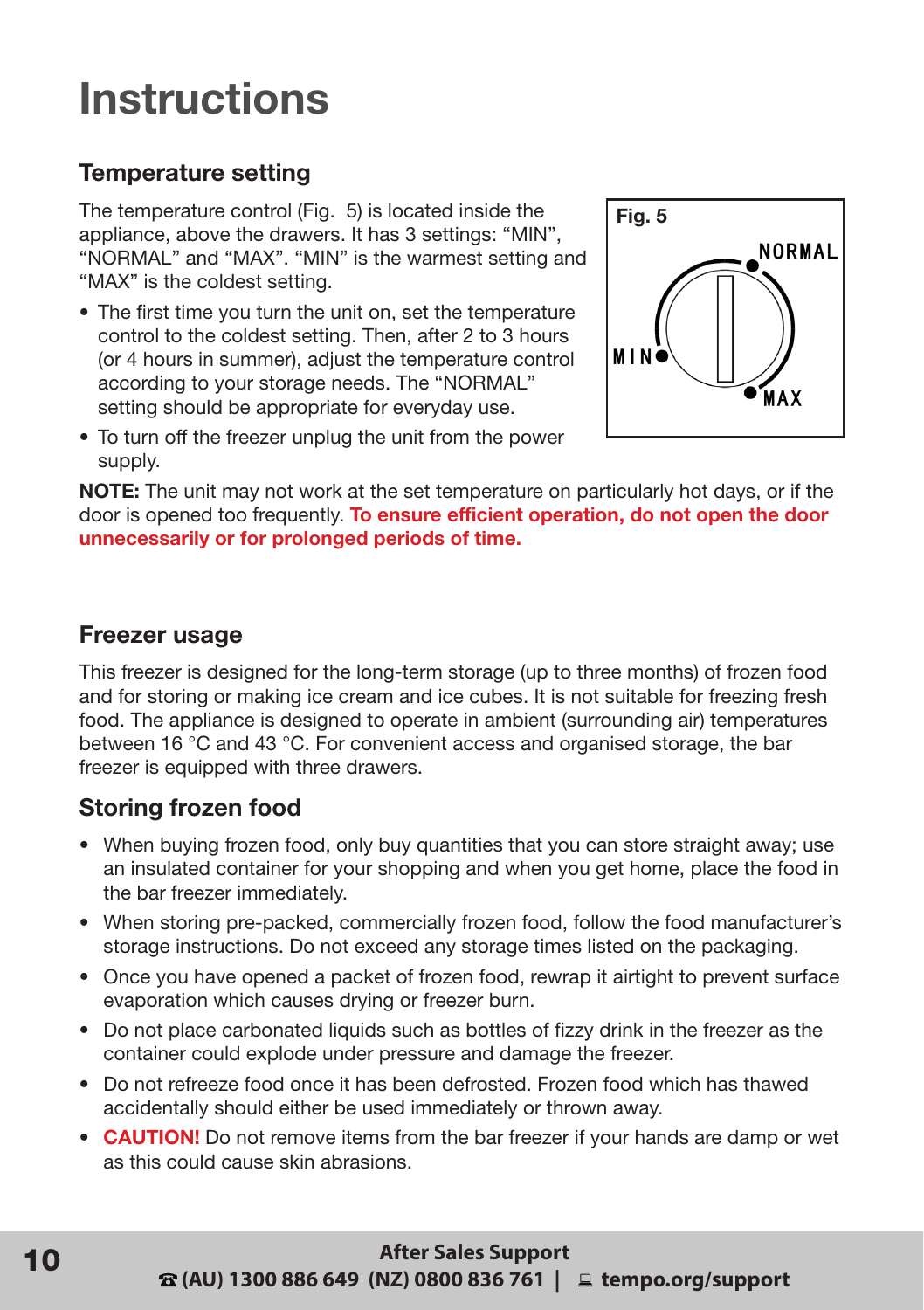# Instructions

## Temperature setting

The temperature control (Fig. 5) is located inside the appliance, above the drawers. It has 3 settings: "MIN", "NORMAL" and "MAX". "MIN" is the warmest setting and "MAX" is the coldest setting.

- The first time you turn the unit on, set the temperature control to the coldest setting. Then, after 2 to 3 hours (or 4 hours in summer), adjust the temperature control according to your storage needs. The "NORMAL" setting should be appropriate for everyday use.
- To turn off the freezer unplug the unit from the power supply.

**Fig. 5**

NORMAL

MIN

MAX

**NOTE:** The unit may not work at the set temperature on particularly hot days, or if the door is opened too frequently. **To ensure efficient operation, do not open the door unnecessarily or for prolonged periods of time.**

## Freezer usage

This freezer is designed for the long-term storage (up to three months) of frozen food and for storing or making ice cream and ice cubes. It is not suitable for freezing fresh food. The appliance is designed to operate in ambient (surrounding air) temperatures between 16 °C and 43 °C. For convenient access and organised storage, the bar freezer is equipped with three drawers.

## Storing frozen food

- When buying frozen food, only buy quantities that you can store straight away; use an insulated container for your shopping and when you get home, place the food in the bar freezer immediately.
- When storing pre-packed, commercially frozen food, follow the food manufacturer's storage instructions. Do not exceed any storage times listed on the packaging.
- Once you have opened a packet of frozen food, rewrap it airtight to prevent surface evaporation which causes drying or freezer burn.
- Do not place carbonated liquids such as bottles of fizzy drink in the freezer as the container could explode under pressure and damage the freezer.
- Do not refreeze food once it has been defrosted. Frozen food which has thawed accidentally should either be used immediately or thrown away.
- **CAUTION!** Do not remove items from the bar freezer if your hands are damp or wet as this could cause skin abrasions.

**After Sales Support**
**☎ (AU) 1300 886 649 (NZ) 0800 836 761 | tempo.org/support**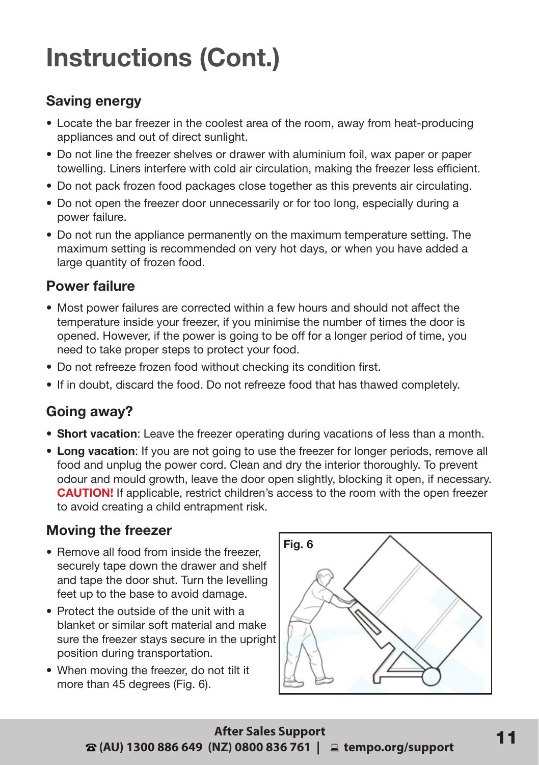# Instructions (Cont.)

## Saving energy

- Locate the bar freezer in the coolest area of the room, away from heat-producing appliances and out of direct sunlight.
- Do not line the freezer shelves or drawer with aluminium foil, wax paper or paper towelling. Liners interfere with cold air circulation, making the freezer less efficient.
- Do not pack frozen food packages close together as this prevents air circulating.
- Do not open the freezer door unnecessarily or for too long, especially during a power failure.
- Do not run the appliance permanently on the maximum temperature setting. The maximum setting is recommended on very hot days, or when you have added a large quantity of frozen food.

## Power failure

- Most power failures are corrected within a few hours and should not affect the temperature inside your freezer, if you minimise the number of times the door is opened. However, if the power is going to be off for a longer period of time, you need to take proper steps to protect your food.
- Do not refreeze frozen food without checking its condition first.
- If in doubt, discard the food. Do not refreeze food that has thawed completely.

## Going away?

- **Short vacation**: Leave the freezer operating during vacations of less than a month.
- **Long vacation**: If you are not going to use the freezer for longer periods, remove all food and unplug the power cord. Clean and dry the interior thoroughly. To prevent odour and mould growth, leave the door open slightly, blocking it open, if necessary. **CAUTION!** If applicable, restrict children's access to the room with the open freezer to avoid creating a child entrapment risk.

## Moving the freezer

- Remove all food from inside the freezer, securely tape down the drawer and shelf and tape the door shut. Turn the levelling feet up to the base to avoid damage.
- Protect the outside of the unit with a blanket or similar soft material and make sure the freezer stays secure in the upright position during transportation.
- When moving the freezer, do not tilt it more than 45 degrees (Fig. 6).

Fig. 6

**After Sales Support**
**(AU) 1300 886 649 (NZ) 0800 836 761 | tempo.org/support**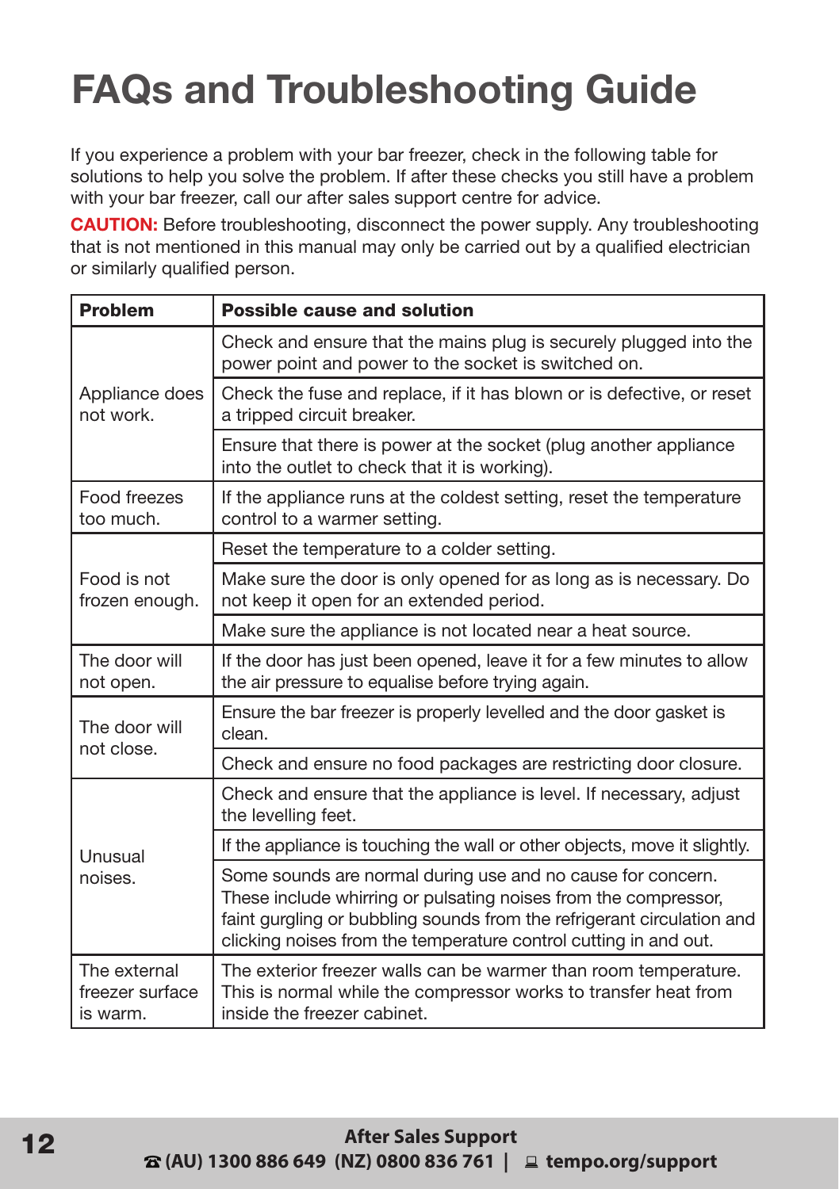# FAQs and Troubleshooting Guide

If you experience a problem with your bar freezer, check in the following table for solutions to help you solve the problem. If after these checks you still have a problem with your bar freezer, call our after sales support centre for advice.

**CAUTION:** Before troubleshooting, disconnect the power supply. Any troubleshooting that is not mentioned in this manual may only be carried out by a qualified electrician or similarly qualified person.

| Problem | Possible cause and solution |
|---|---|
| Appliance does not work. | Check and ensure that the mains plug is securely plugged into the power point and power to the socket is switched on. |
| | Check the fuse and replace, if it has blown or is defective, or reset a tripped circuit breaker. |
| | Ensure that there is power at the socket (plug another appliance into the outlet to check that it is working). |
| Food freezes too much. | If the appliance runs at the coldest setting, reset the temperature control to a warmer setting. |
| Food is not frozen enough. | Reset the temperature to a colder setting. |
| | Make sure the door is only opened for as long as is necessary. Do not keep it open for an extended period. |
| | Make sure the appliance is not located near a heat source. |
| The door will not open. | If the door has just been opened, leave it for a few minutes to allow the air pressure to equalise before trying again. |
| The door will not close. | Ensure the bar freezer is properly levelled and the door gasket is clean. |
| | Check and ensure no food packages are restricting door closure. |
| Unusual noises. | Check and ensure that the appliance is level. If necessary, adjust the levelling feet. |
| | If the appliance is touching the wall or other objects, move it slightly. |
| | Some sounds are normal during use and no cause for concern. These include whirring or pulsating noises from the compressor, faint gurgling or bubbling sounds from the refrigerant circulation and clicking noises from the temperature control cutting in and out. |
| The external freezer surface is warm. | The exterior freezer walls can be warmer than room temperature. This is normal while the compressor works to transfer heat from inside the freezer cabinet. |

**After Sales Support**
**(AU) 1300 886 649 (NZ) 0800 836 761 | tempo.org/support**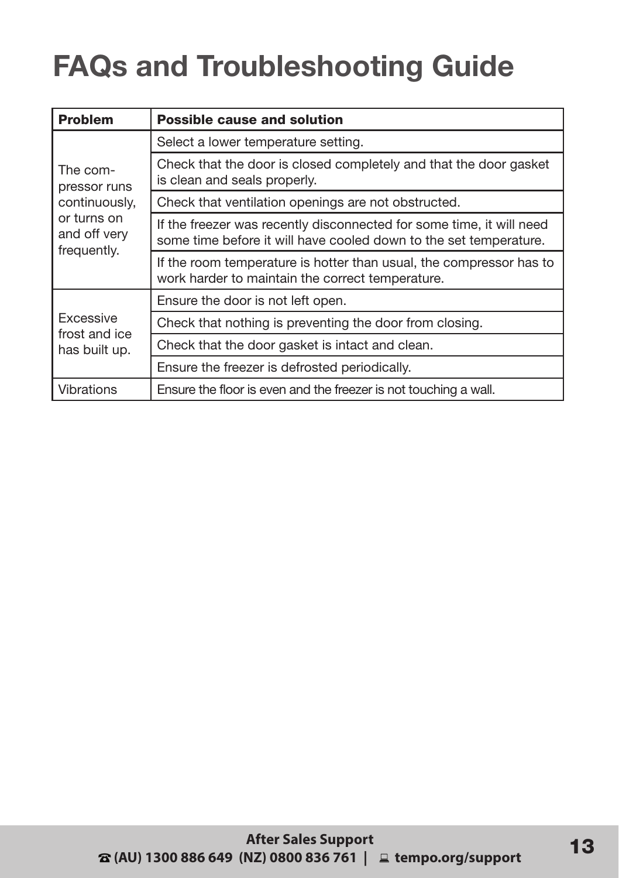# FAQs and Troubleshooting Guide

| Problem | Possible cause and solution |
|---|---|
| The compressor runs continuously, or turns on and off very frequently. | Select a lower temperature setting. |
| | Check that the door is closed completely and that the door gasket is clean and seals properly. |
| | Check that ventilation openings are not obstructed. |
| | If the freezer was recently disconnected for some time, it will need some time before it will have cooled down to the set temperature. |
| | If the room temperature is hotter than usual, the compressor has to work harder to maintain the correct temperature. |
| Excessive frost and ice has built up. | Ensure the door is not left open. |
| | Check that nothing is preventing the door from closing. |
| | Check that the door gasket is intact and clean. |
| | Ensure the freezer is defrosted periodically. |
| Vibrations | Ensure the floor is even and the freezer is not touching a wall. |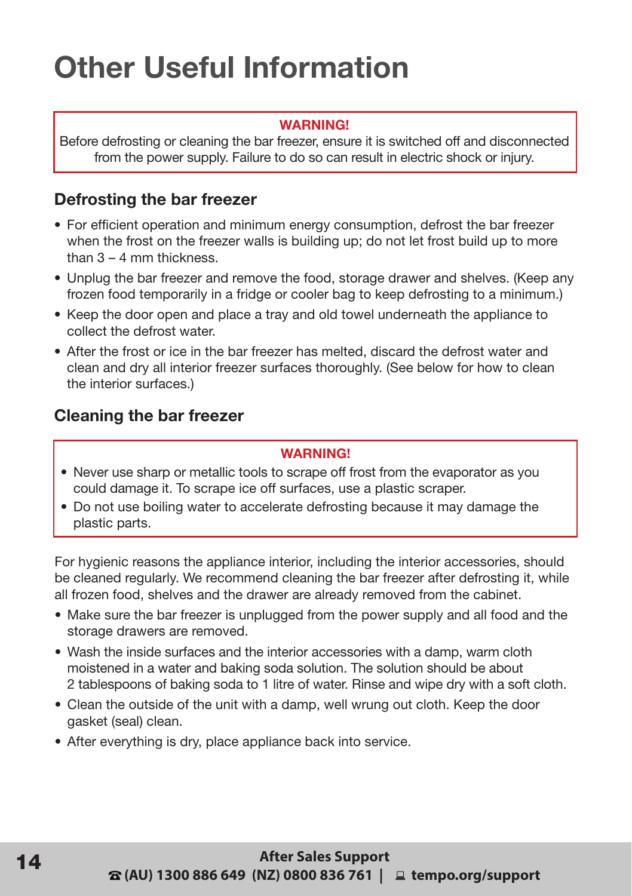# Other Useful Information

**WARNING!**

Before defrosting or cleaning the bar freezer, ensure it is switched off and disconnected from the power supply. Failure to do so can result in electric shock or injury.

## Defrosting the bar freezer

- For efficient operation and minimum energy consumption, defrost the bar freezer when the frost on the freezer walls is building up; do not let frost build up to more than 3 – 4 mm thickness.
- Unplug the bar freezer and remove the food, storage drawer and shelves. (Keep any frozen food temporarily in a fridge or cooler bag to keep defrosting to a minimum.)
- Keep the door open and place a tray and old towel underneath the appliance to collect the defrost water.
- After the frost or ice in the bar freezer has melted, discard the defrost water and clean and dry all interior freezer surfaces thoroughly. (See below for how to clean the interior surfaces.)

## Cleaning the bar freezer

**WARNING!**

- Never use sharp or metallic tools to scrape off frost from the evaporator as you could damage it. To scrape ice off surfaces, use a plastic scraper.
- Do not use boiling water to accelerate defrosting because it may damage the plastic parts.

For hygienic reasons the appliance interior, including the interior accessories, should be cleaned regularly. We recommend cleaning the bar freezer after defrosting it, while all frozen food, shelves and the drawer are already removed from the cabinet.

- Make sure the bar freezer is unplugged from the power supply and all food and the storage drawers are removed.
- Wash the inside surfaces and the interior accessories with a damp, warm cloth moistened in a water and baking soda solution. The solution should be about 2 tablespoons of baking soda to 1 litre of water. Rinse and wipe dry with a soft cloth.
- Clean the outside of the unit with a damp, well wrung out cloth. Keep the door gasket (seal) clean.
- After everything is dry, place appliance back into service.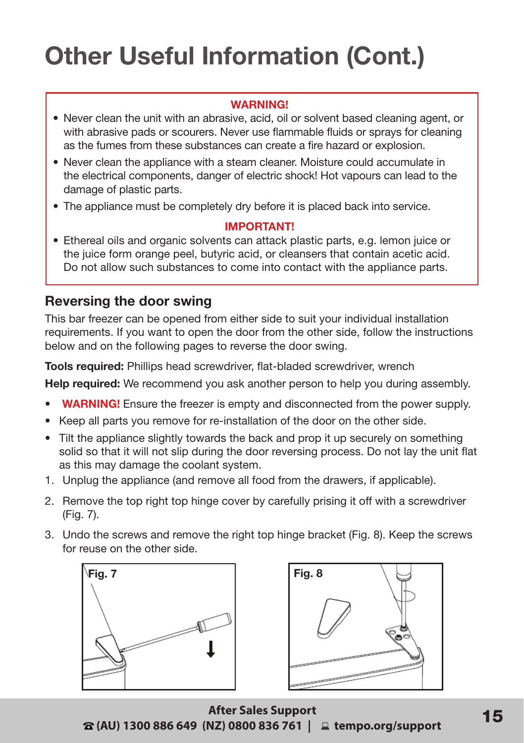# Other Useful Information (Cont.)

**WARNING!**

- Never clean the unit with an abrasive, acid, oil or solvent based cleaning agent, or with abrasive pads or scourers. Never use flammable fluids or sprays for cleaning as the fumes from these substances can create a fire hazard or explosion.
- Never clean the appliance with a steam cleaner. Moisture could accumulate in the electrical components, danger of electric shock! Hot vapours can lead to the damage of plastic parts.
- The appliance must be completely dry before it is placed back into service.

**IMPORTANT!**

- Ethereal oils and organic solvents can attack plastic parts, e.g. lemon juice or the juice form orange peel, butyric acid, or cleansers that contain acetic acid. Do not allow such substances to come into contact with the appliance parts.

## Reversing the door swing

This bar freezer can be opened from either side to suit your individual installation requirements. If you want to open the door from the other side, follow the instructions below and on the following pages to reverse the door swing.

**Tools required:** Phillips head screwdriver, flat-bladed screwdriver, wrench

**Help required:** We recommend you ask another person to help you during assembly.

- **WARNING!** Ensure the freezer is empty and disconnected from the power supply.
- Keep all parts you remove for re-installation of the door on the other side.
- Tilt the appliance slightly towards the back and prop it up securely on something solid so that it will not slip during the door reversing process. Do not lay the unit flat as this may damage the coolant system.

1. Unplug the appliance (and remove all food from the drawers, if applicable).
2. Remove the top right top hinge cover by carefully prising it off with a screwdriver (Fig. 7).
3. Undo the screws and remove the right top hinge bracket (Fig. 8). Keep the screws for reuse on the other side.

Fig. 7

Fig. 8

**After Sales Support**
☎ (AU) 1300 886 649 (NZ) 0800 836 761 | tempo.org/support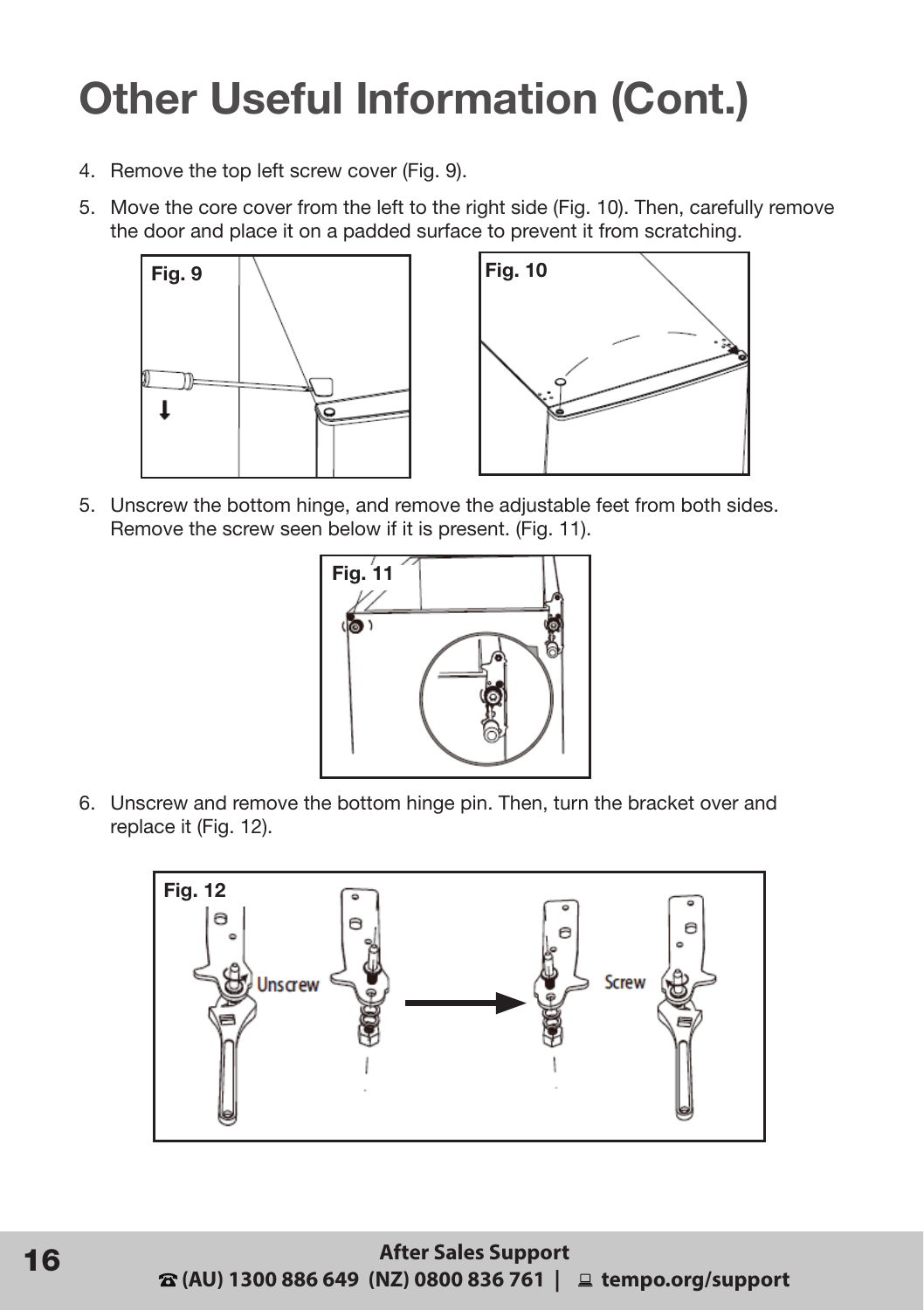# Other Useful Information (Cont.)

4. Remove the top left screw cover (Fig. 9).
5. Move the core cover from the left to the right side (Fig. 10). Then, carefully remove the door and place it on a padded surface to prevent it from scratching.

Fig. 9

Fig. 10

5. Unscrew the bottom hinge, and remove the adjustable feet from both sides. Remove the screw seen below if it is present. (Fig. 11).

Fig. 11

6. Unscrew and remove the bottom hinge pin. Then, turn the bracket over and replace it (Fig. 12).

Fig. 12

Unscrew

Screw

**After Sales Support**

**☎ (AU) 1300 886 649 (NZ) 0800 836 761 | tempo.org/support**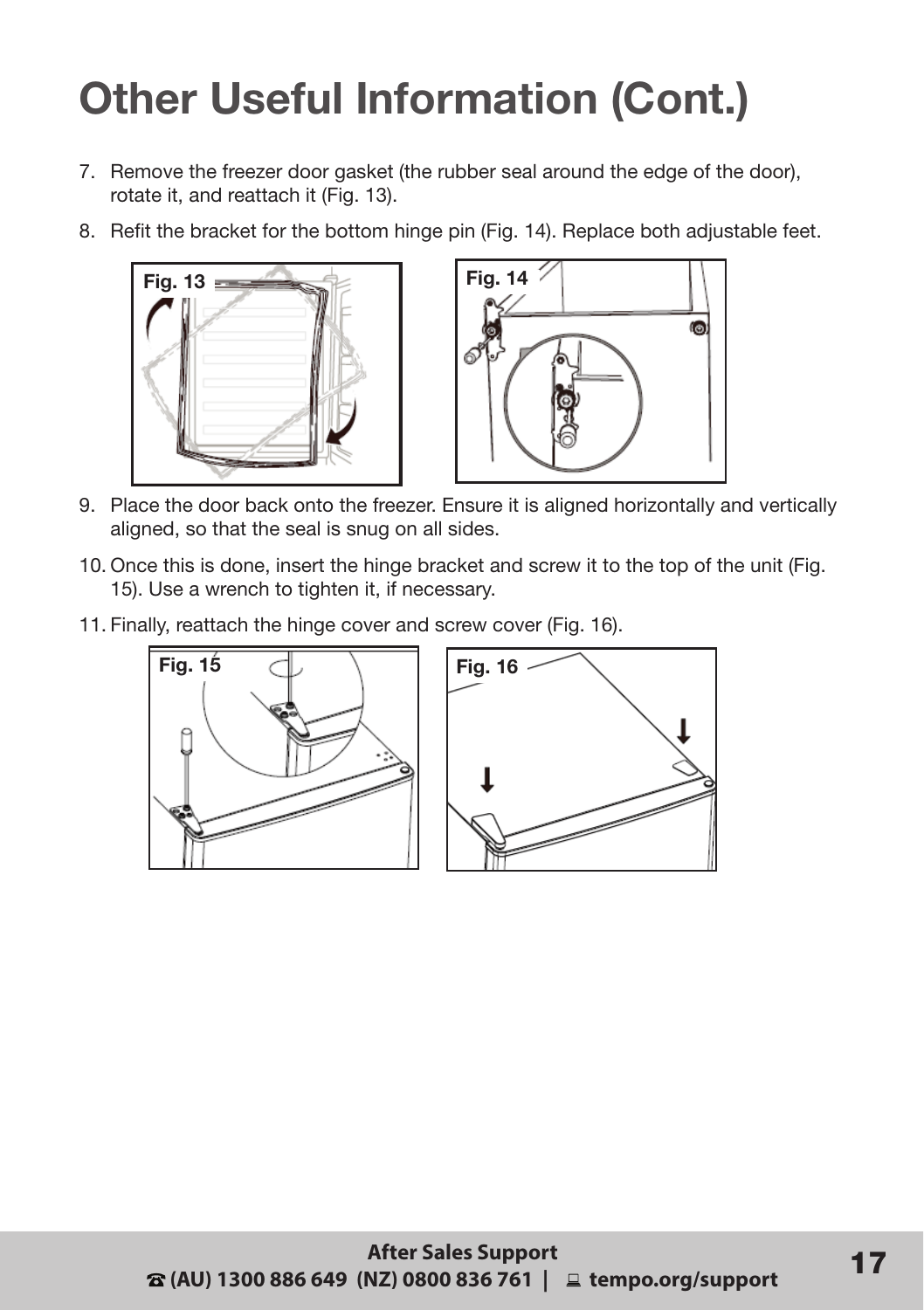# Other Useful Information (Cont.)

7. Remove the freezer door gasket (the rubber seal around the edge of the door), rotate it, and reattach it (Fig. 13).
8. Refit the bracket for the bottom hinge pin (Fig. 14). Replace both adjustable feet.

Fig. 13

Fig. 14

9. Place the door back onto the freezer. Ensure it is aligned horizontally and vertically aligned, so that the seal is snug on all sides.
10. Once this is done, insert the hinge bracket and screw it to the top of the unit (Fig. 15). Use a wrench to tighten it, if necessary.
11. Finally, reattach the hinge cover and screw cover (Fig. 16).

Fig. 15

Fig. 16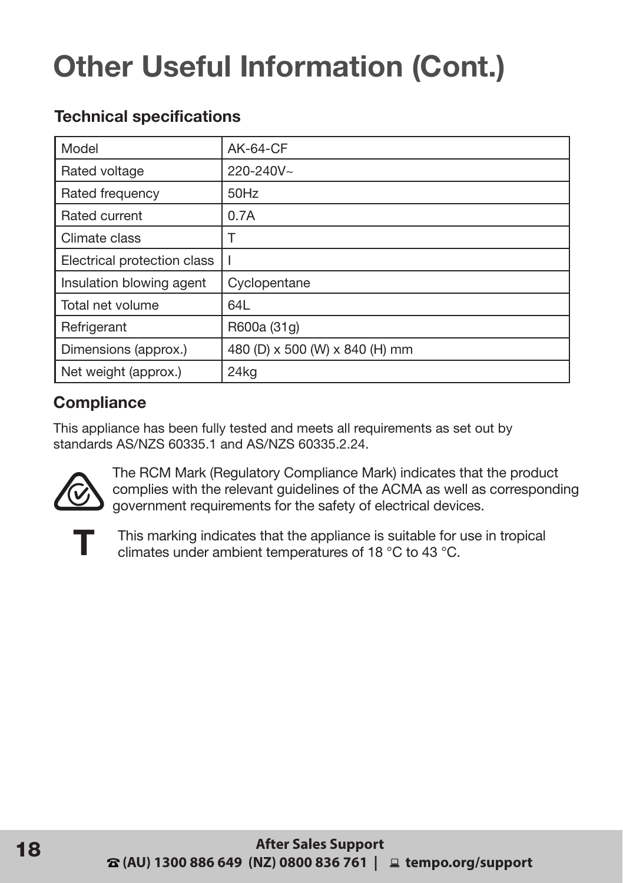# Other Useful Information (Cont.)

### Technical specifications

| Model | AK-64-CF |
|---|---|
| Rated voltage | 220-240V~ |
| Rated frequency | 50Hz |
| Rated current | 0.7A |
| Climate class | T |
| Electrical protection class | I |
| Insulation blowing agent | Cyclopentane |
| Total net volume | 64L |
| Refrigerant | R600a (31g) |
| Dimensions (approx.) | 480 (D) x 500 (W) x 840 (H) mm |
| Net weight (approx.) | 24kg |

### Compliance

This appliance has been fully tested and meets all requirements as set out by standards AS/NZS 60335.1 and AS/NZS 60335.2.24.

The RCM Mark (Regulatory Compliance Mark) indicates that the product complies with the relevant guidelines of the ACMA as well as corresponding government requirements for the safety of electrical devices.

**T** This marking indicates that the appliance is suitable for use in tropical climates under ambient temperatures of 18 °C to 43 °C.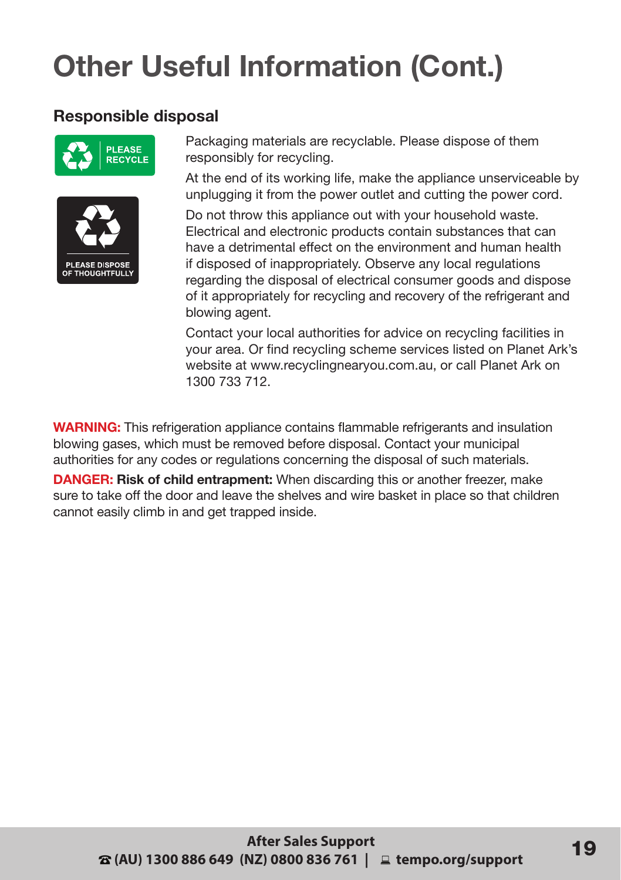# Other Useful Information (Cont.)

## Responsible disposal

PLEASE RECYCLE

PLEASE DISPOSE OF THOUGHTFULLY

Packaging materials are recyclable. Please dispose of them responsibly for recycling.

At the end of its working life, make the appliance unserviceable by unplugging it from the power outlet and cutting the power cord.

Do not throw this appliance out with your household waste. Electrical and electronic products contain substances that can have a detrimental effect on the environment and human health if disposed of inappropriately. Observe any local regulations regarding the disposal of electrical consumer goods and dispose of it appropriately for recycling and recovery of the refrigerant and blowing agent.

Contact your local authorities for advice on recycling facilities in your area. Or find recycling scheme services listed on Planet Ark's website at www.recyclingnearyou.com.au, or call Planet Ark on 1300 733 712.

**WARNING:** This refrigeration appliance contains flammable refrigerants and insulation blowing gases, which must be removed before disposal. Contact your municipal authorities for any codes or regulations concerning the disposal of such materials.

**DANGER: Risk of child entrapment:** When discarding this or another freezer, make sure to take off the door and leave the shelves and wire basket in place so that children cannot easily climb in and get trapped inside.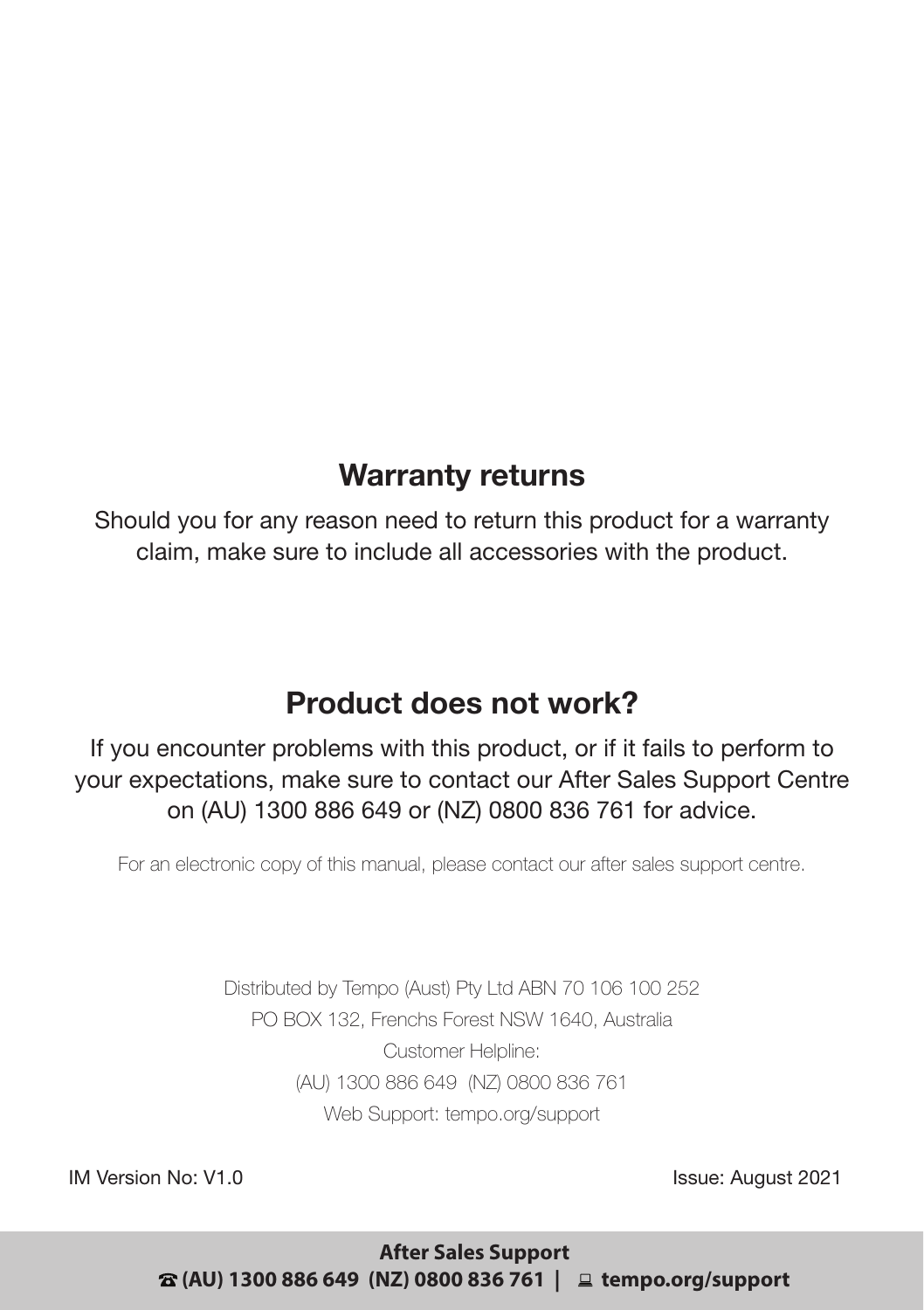## Warranty returns

Should you for any reason need to return this product for a warranty claim, make sure to include all accessories with the product.

## Product does not work?

If you encounter problems with this product, or if it fails to perform to your expectations, make sure to contact our After Sales Support Centre on (AU) 1300 886 649 or (NZ) 0800 836 761 for advice.

For an electronic copy of this manual, please contact our after sales support centre.

Distributed by Tempo (Aust) Pty Ltd ABN 70 106 100 252
PO BOX 132, Frenchs Forest NSW 1640, Australia
Customer Helpline:
(AU) 1300 886 649 (NZ) 0800 836 761
Web Support: tempo.org/support

IM Version No: V1.0

Issue: August 2021

**After Sales Support**
**☎ (AU) 1300 886 649 (NZ) 0800 836 761 | tempo.org/support**